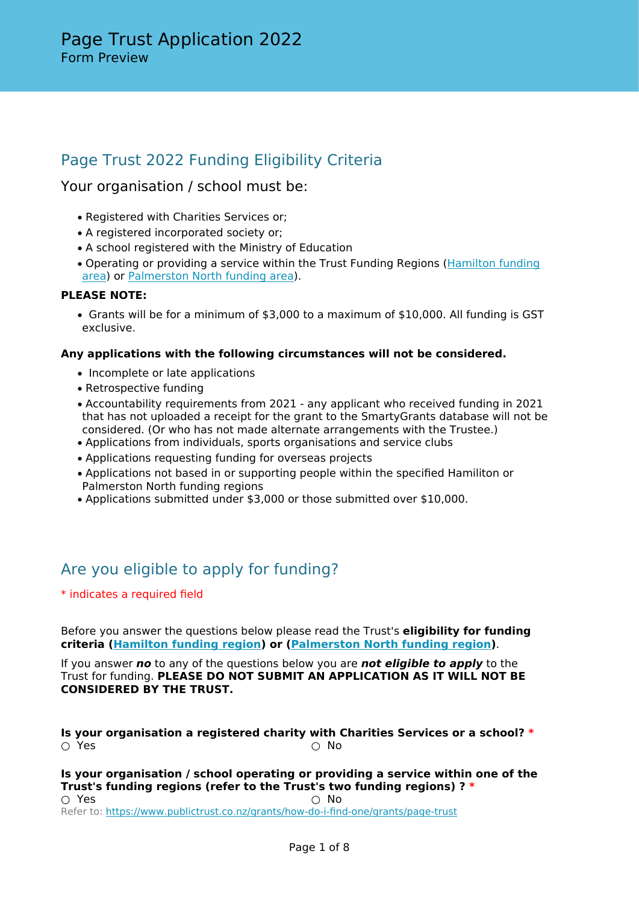# Page Trust Application 2022

Form Preview

## Page Trust 2022 Funding Eligibility Criteria

### Your organisation / school must be:

- Registered with Charities Services or;
- A registered incorporated society or;
- A school registered with the Ministry of Education
- Operating or providing a service within the Trust Funding Regions (Hamilton funding area) or Palmerston North funding area).

**PLEASE NOTE:**

- Grants will be for a minimum of $3,000 to a maximum of $10,000. All funding is GST exclusive.

**Any applications with the following circumstances will not be considered.**

- Incomplete or late applications
- Retrospective funding
- Accountability requirements from 2021 - any applicant who received funding in 2021 that has not uploaded a receipt for the grant to the SmartyGrants database will not be considered. (Or who has not made alternate arrangements with the Trustee.)
- Applications from individuals, sports organisations and service clubs
- Applications requesting funding for overseas projects
- Applications not based in or supporting people within the specified Hamilton or Palmerston North funding regions
- Applications submitted under $3,000 or those submitted over $10,000.

## Are you eligible to apply for funding?

* indicates a required field

Before you answer the questions below please read the Trust's **eligibility for funding criteria (Hamilton funding region) or (Palmerston North funding region)**.

If you answer ***no*** to any of the questions below you are ***not eligible to apply*** to the Trust for funding. **PLEASE DO NOT SUBMIT AN APPLICATION AS IT WILL NOT BE CONSIDERED BY THE TRUST.**

**Is your organisation a registered charity with Charities Services or a school? ***

○ Yes ○ No

**Is your organisation / school operating or providing a service within one of the Trust's funding regions (refer to the Trust's two funding regions) ? ***

○ Yes ○ No

Refer to: https://www.publictrust.co.nz/grants/how-do-i-find-one/grants/page-trust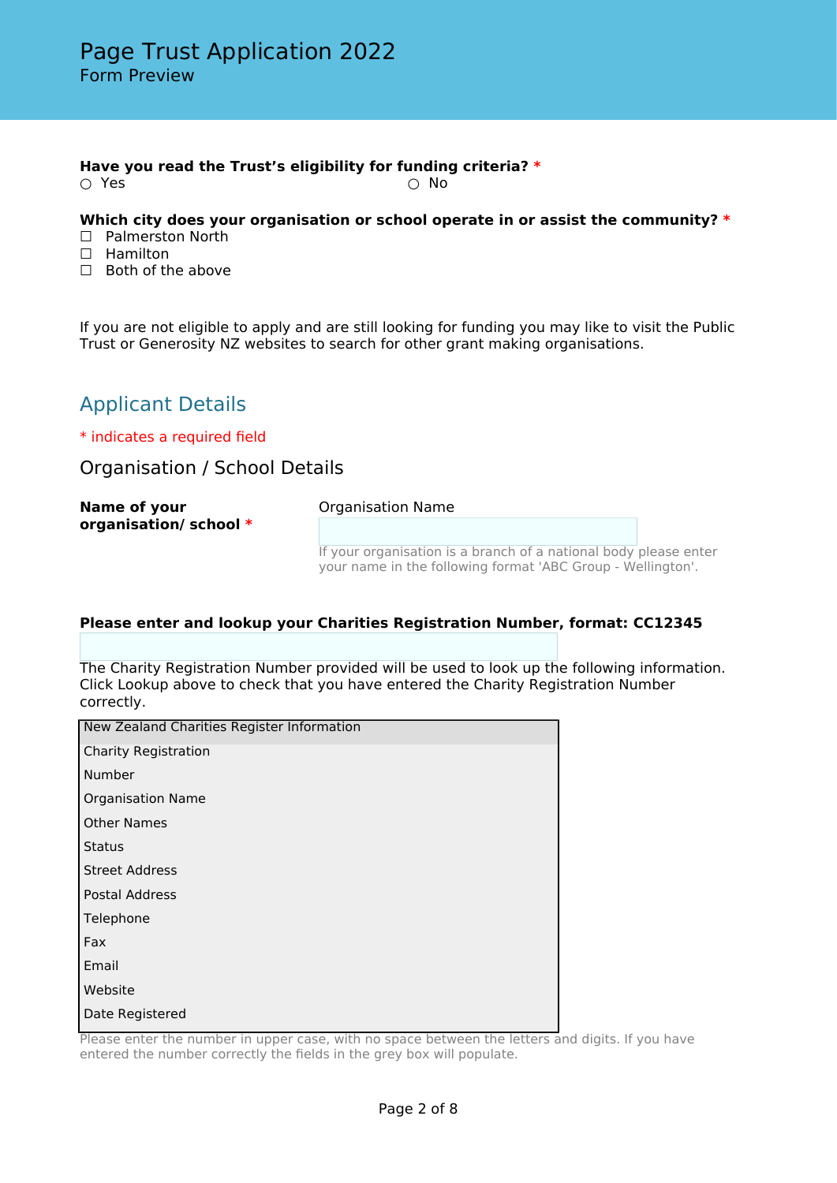# Page Trust Application 2022

Form Preview

**Have you read the Trust's eligibility for funding criteria? ***

○ Yes ○ No

**Which city does your organisation or school operate in or assist the community? ***

☐ Palmerston North
☐ Hamilton
☐ Both of the above

If you are not eligible to apply and are still looking for funding you may like to visit the Public Trust or Generosity NZ websites to search for other grant making organisations.

## Applicant Details

* indicates a required field

### Organisation / School Details

**Name of your organisation/ school ***

Organisation Name

If your organisation is a branch of a national body please enter your name in the following format 'ABC Group - Wellington'.

**Please enter and lookup your Charities Registration Number, format: CC12345**

The Charity Registration Number provided will be used to look up the following information. Click Lookup above to check that you have entered the Charity Registration Number correctly.

| New Zealand Charities Register Information |
|---|
| Charity Registration Number |
| Organisation Name |
| Other Names |
| Status |
| Street Address |
| Postal Address |
| Telephone |
| Fax |
| Email |
| Website |
| Date Registered |

Please enter the number in upper case, with no space between the letters and digits. If you have entered the number correctly the fields in the grey box will populate.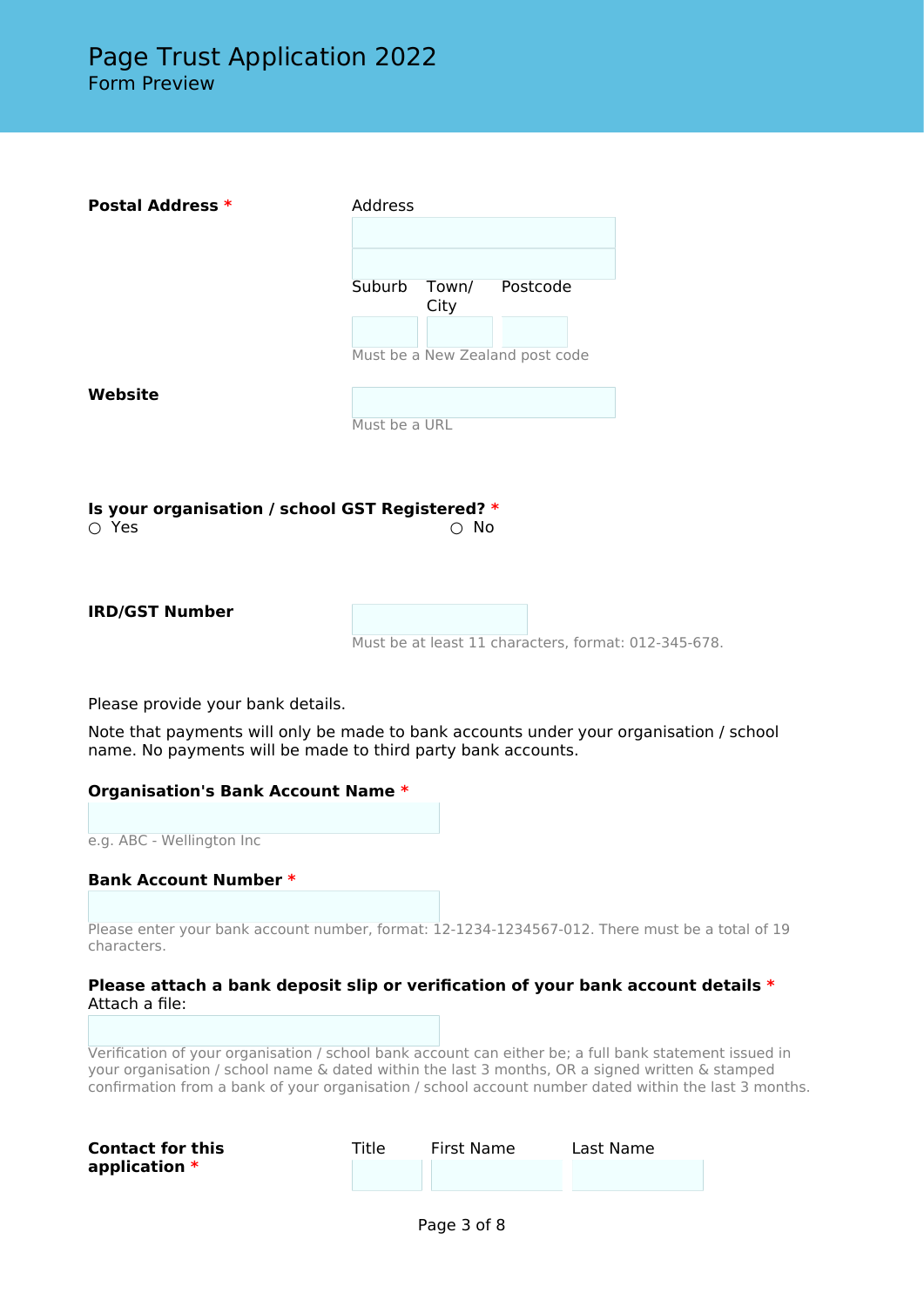# Page Trust Application 2022

Form Preview

**Postal Address** *

Address

Suburb | Town/ City | Postcode

Must be a New Zealand post code

**Website**

Must be a URL

**Is your organisation / school GST Registered?** *

○ Yes ○ No

**IRD/GST Number**

Must be at least 11 characters, format: 012-345-678.

Please provide your bank details.

Note that payments will only be made to bank accounts under your organisation / school name. No payments will be made to third party bank accounts.

**Organisation's Bank Account Name** *

e.g. ABC - Wellington Inc

**Bank Account Number** *

Please enter your bank account number, format: 12-1234-1234567-012. There must be a total of 19 characters.

**Please attach a bank deposit slip or verification of your bank account details** *

Attach a file:

Verification of your organisation / school bank account can either be; a full bank statement issued in your organisation / school name & dated within the last 3 months, OR a signed written & stamped confirmation from a bank of your organisation / school account number dated within the last 3 months.

**Contact for this application** *

Title | First Name | Last Name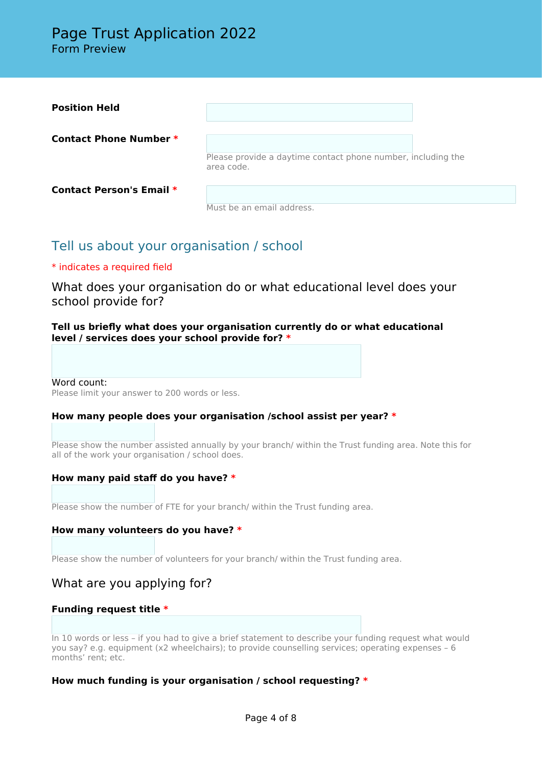**Position Held**

**Contact Phone Number** *

Please provide a daytime contact phone number, including the area code.

**Contact Person's Email** *

Must be an email address.

## Tell us about your organisation / school

* indicates a required field

### What does your organisation do or what educational level does your school provide for?

**Tell us briefly what does your organisation currently do or what educational level / services does your school provide for?** *

Word count:

Please limit your answer to 200 words or less.

**How many people does your organisation /school assist per year?** *

Please show the number assisted annually by your branch/ within the Trust funding area. Note this for all of the work your organisation / school does.

**How many paid staff do you have?** *

Please show the number of FTE for your branch/ within the Trust funding area.

**How many volunteers do you have?** *

Please show the number of volunteers for your branch/ within the Trust funding area.

### What are you applying for?

**Funding request title** *

In 10 words or less – if you had to give a brief statement to describe your funding request what would you say? e.g. equipment (x2 wheelchairs); to provide counselling services; operating expenses – 6 months' rent; etc.

**How much funding is your organisation / school requesting?** *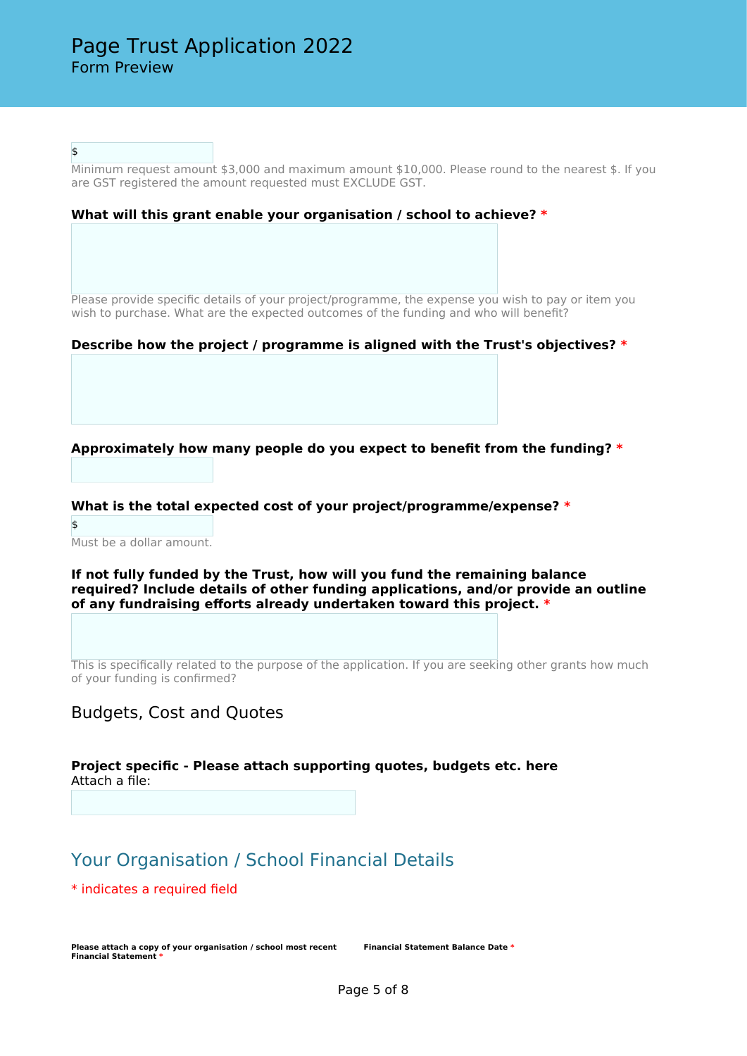$

Minimum request amount $3,000 and maximum amount $10,000. Please round to the nearest $. If you are GST registered the amount requested must EXCLUDE GST.

**What will this grant enable your organisation / school to achieve? ***

Please provide specific details of your project/programme, the expense you wish to pay or item you wish to purchase. What are the expected outcomes of the funding and who will benefit?

**Describe how the project / programme is aligned with the Trust's objectives? ***

**Approximately how many people do you expect to benefit from the funding? ***

**What is the total expected cost of your project/programme/expense? ***

$

Must be a dollar amount.

**If not fully funded by the Trust, how will you fund the remaining balance required? Include details of other funding applications, and/or provide an outline of any fundraising efforts already undertaken toward this project. ***

This is specifically related to the purpose of the application. If you are seeking other grants how much of your funding is confirmed?

## Budgets, Cost and Quotes

**Project specific - Please attach supporting quotes, budgets etc. here**
Attach a file:

## Your Organisation / School Financial Details

* indicates a required field

**Please attach a copy of your organisation / school most recent Financial Statement ***

**Financial Statement Balance Date ***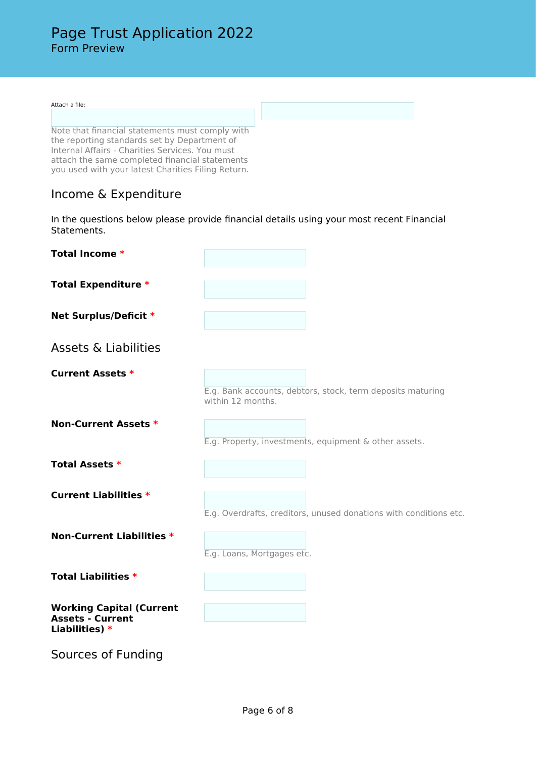# Page Trust Application 2022

Form Preview

Attach a file:

Note that financial statements must comply with the reporting standards set by Department of Internal Affairs - Charities Services. You must attach the same completed financial statements you used with your latest Charities Filing Return.

## Income & Expenditure

In the questions below please provide financial details using your most recent Financial Statements.

**Total Income** *

**Total Expenditure** *

**Net Surplus/Deficit** *

## Assets & Liabilities

**Current Assets** *

E.g. Bank accounts, debtors, stock, term deposits maturing within 12 months.

**Non-Current Assets** *

E.g. Property, investments, equipment & other assets.

**Total Assets** *

**Current Liabilities** *

E.g. Overdrafts, creditors, unused donations with conditions etc.

**Non-Current Liabilities** *

E.g. Loans, Mortgages etc.

**Total Liabilities** *

**Working Capital (Current Assets - Current Liabilities)** *

## Sources of Funding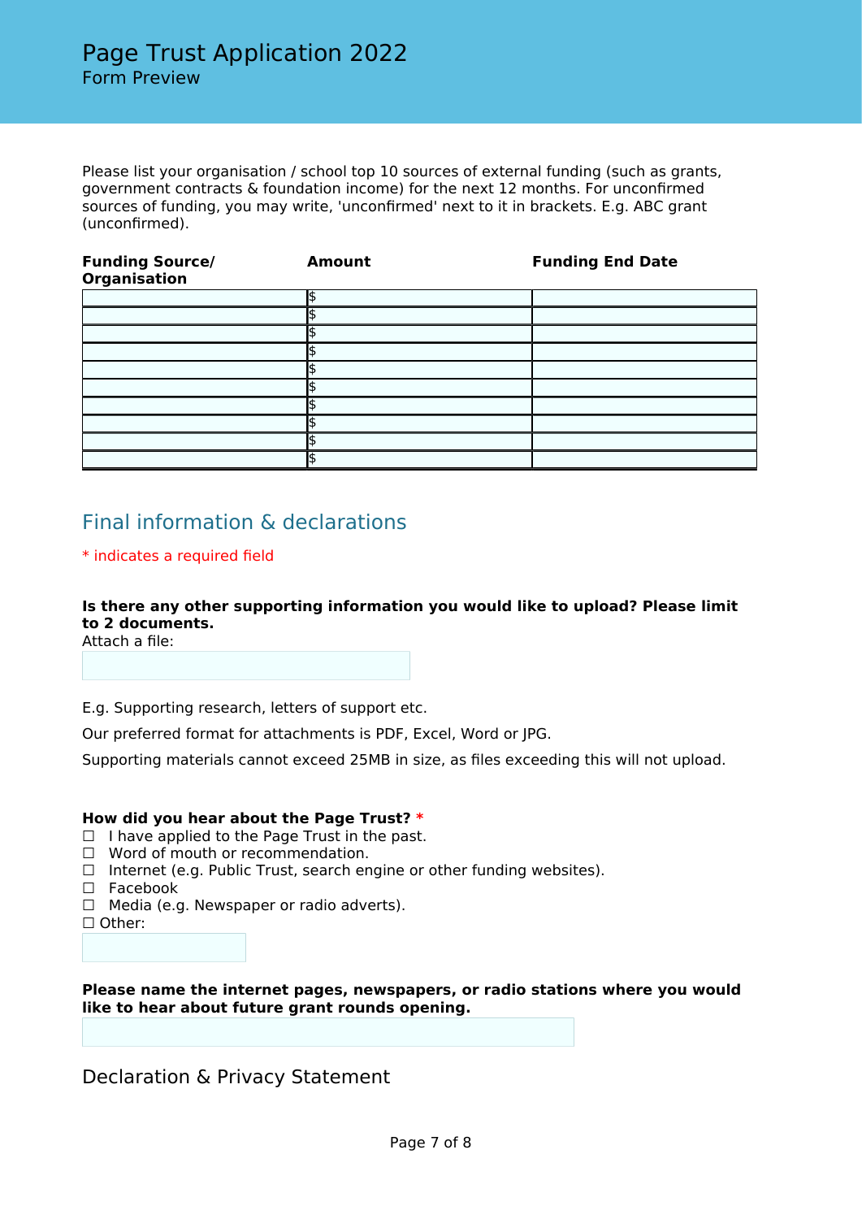# Page Trust Application 2022

Form Preview

Please list your organisation / school top 10 sources of external funding (such as grants, government contracts & foundation income) for the next 12 months. For unconfirmed sources of funding, you may write, 'unconfirmed' next to it in brackets. E.g. ABC grant (unconfirmed).

| Funding Source/ Organisation | Amount | Funding End Date |
|---|---|---|
| | $ | |
| | $ | |
| | $ | |
| | $ | |
| | $ | |
| | $ | |
| | $ | |
| | $ | |
| | $ | |
| | $ | |

## Final information & declarations

* indicates a required field

**Is there any other supporting information you would like to upload? Please limit to 2 documents.**

Attach a file:

E.g. Supporting research, letters of support etc.

Our preferred format for attachments is PDF, Excel, Word or JPG.

Supporting materials cannot exceed 25MB in size, as files exceeding this will not upload.

**How did you hear about the Page Trust? ***

- ☐ I have applied to the Page Trust in the past.
- ☐ Word of mouth or recommendation.
- ☐ Internet (e.g. Public Trust, search engine or other funding websites).
- ☐ Facebook
- ☐ Media (e.g. Newspaper or radio adverts).
- ☐ Other:

**Please name the internet pages, newspapers, or radio stations where you would like to hear about future grant rounds opening.**

## Declaration & Privacy Statement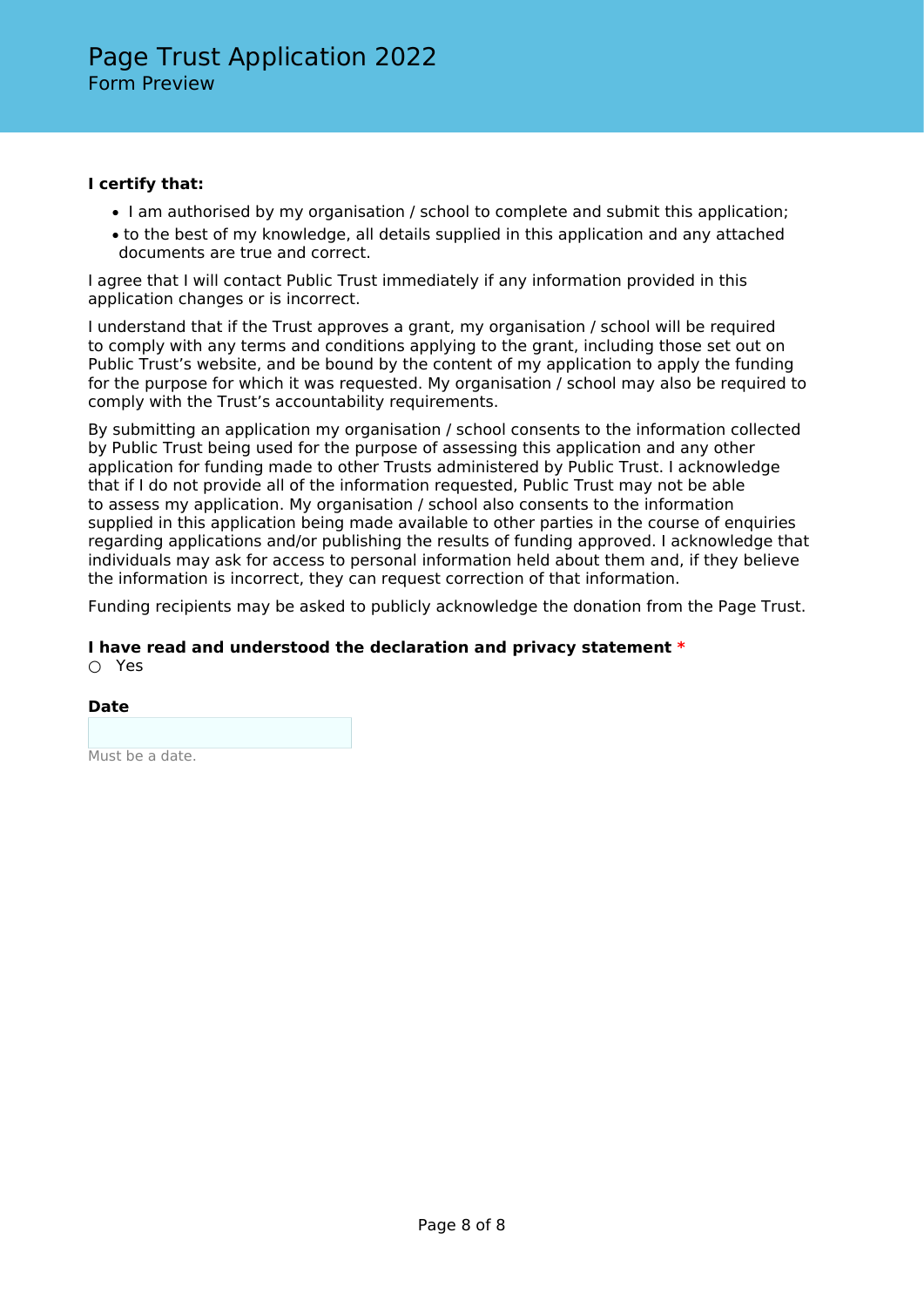**I certify that:**

- I am authorised by my organisation / school to complete and submit this application;
- to the best of my knowledge, all details supplied in this application and any attached documents are true and correct.

I agree that I will contact Public Trust immediately if any information provided in this application changes or is incorrect.

I understand that if the Trust approves a grant, my organisation / school will be required to comply with any terms and conditions applying to the grant, including those set out on Public Trust's website, and be bound by the content of my application to apply the funding for the purpose for which it was requested. My organisation / school may also be required to comply with the Trust's accountability requirements.

By submitting an application my organisation / school consents to the information collected by Public Trust being used for the purpose of assessing this application and any other application for funding made to other Trusts administered by Public Trust. I acknowledge that if I do not provide all of the information requested, Public Trust may not be able to assess my application. My organisation / school also consents to the information supplied in this application being made available to other parties in the course of enquiries regarding applications and/or publishing the results of funding approved. I acknowledge that individuals may ask for access to personal information held about them and, if they believe the information is incorrect, they can request correction of that information.

Funding recipients may be asked to publicly acknowledge the donation from the Page Trust.

**I have read and understood the declaration and privacy statement** *

○ Yes

**Date**

Must be a date.